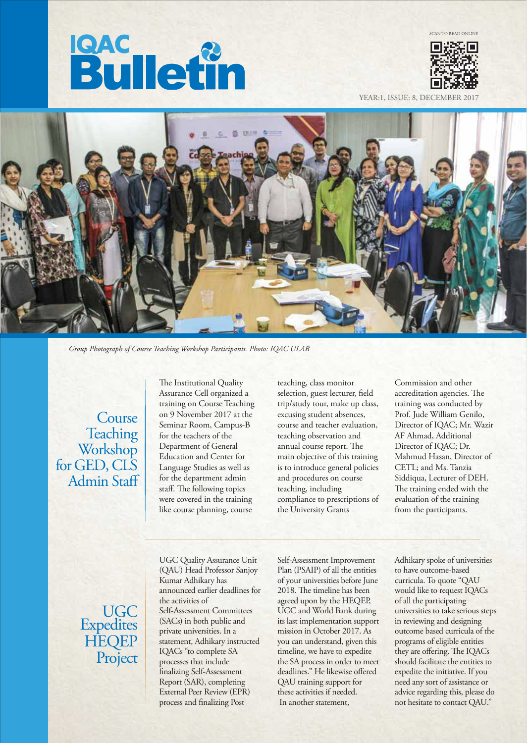# IQAC Bulletin

SCAN TO READ ONLINE

YEAR:1, ISSUE: 8, DECEMBER 2017

*Group Photograph of Course Teaching Workshop Participants. Photo: IQAC ULAB*

## Course Teaching Workshop for GED, CLS Admin Staff

The Institutional Quality Assurance Cell organized a training on Course Teaching on 9 November 2017 at the Seminar Room, Campus-B for the teachers of the Department of General Education and Center for Language Studies as well as for the department admin staff. The following topics were covered in the training like course planning, course teaching, class monitor selection, guest lecturer, field trip/study tour, make up class, excusing student absences, course and teacher evaluation, teaching observation and annual course report. The main objective of this training is to introduce general policies and procedures on course teaching, including compliance to prescriptions of the University Grants Commission and other accreditation agencies. The training was conducted by Prof. Jude William Genilo, Director of IQAC; Mr. Wazir AF Ahmad, Additional Director of IQAC; Dr. Mahmud Hasan, Director of CETL; and Ms. Tanzia Siddiqua, Lecturer of DEH. The training ended with the evaluation of the training from the participants.

## UGC Expedites HEQEP Project

UGC Quality Assurance Unit (QAU) Head Professor Sanjoy Kumar Adhikary has announced earlier deadlines for the activities of Self-Assessment Committees (SACs) in both public and private universities. In a statement, Adhikary instructed IQACs "to complete SA processes that include finalizing Self-Assessment Report (SAR), completing External Peer Review (EPR) process and finalizing Post Self-Assessment Improvement Plan (PSAIP) of all the entities of your universities before June 2018. The timeline has been agreed upon by the HEQEP, UGC and World Bank during its last implementation support mission in October 2017. As you can understand, given this timeline, we have to expedite the SA process in order to meet deadlines." He likewise offered QAU training support for these activities if needed.

In another statement, Adhikary spoke of universities to have outcome-based curricula. To quote "QAU would like to request IQACs of all the participating universities to take serious steps in reviewing and designing outcome based curricula of the programs of eligible entities they are offering. The IQACs should facilitate the entities to expedite the initiative. If you need any sort of assistance or advice regarding this, please do not hesitate to contact QAU."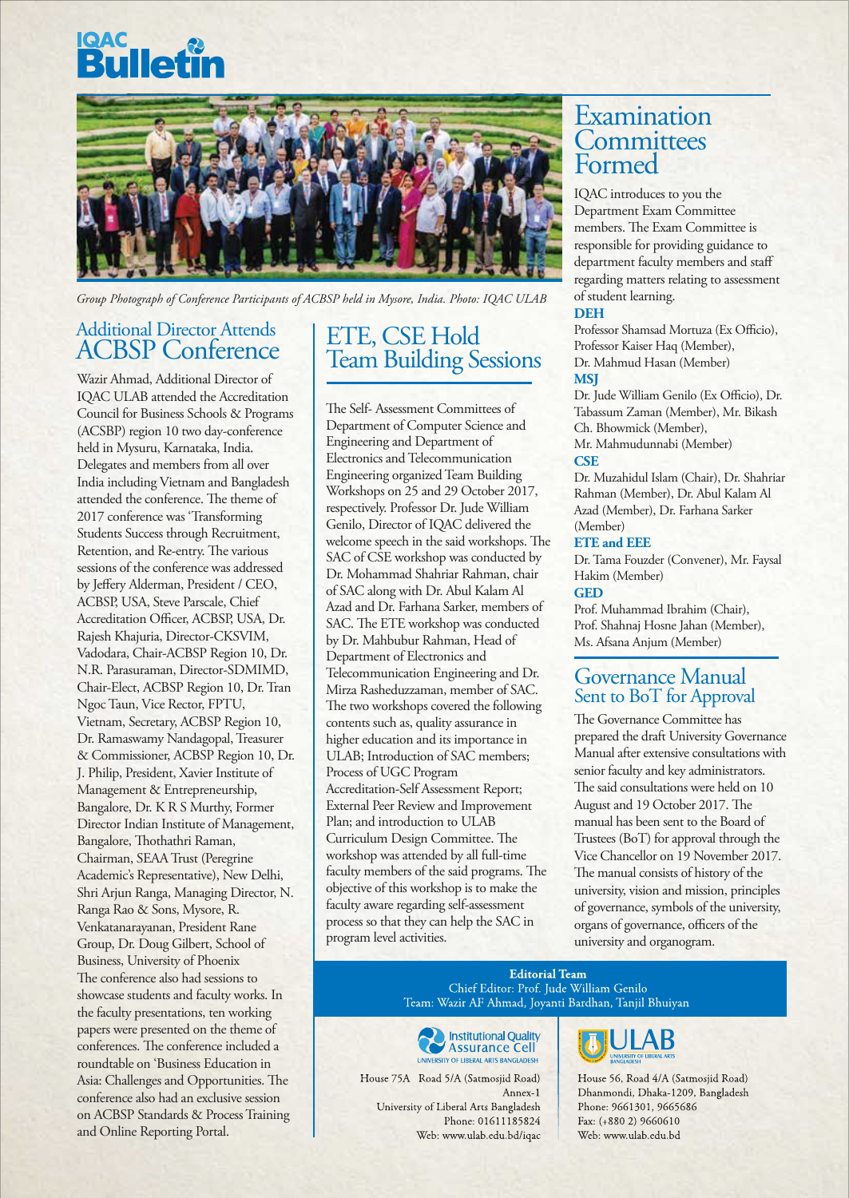# IQAC Bulletin

*Group Photograph of Conference Participants of ACBSP held in Mysore, India. Photo: IQAC ULAB*

## Additional Director Attends ACBSP Conference

Wazir Ahmad, Additional Director of IQAC ULAB attended the Accreditation Council for Business Schools & Programs (ACSBP) region 10 two day-conference held in Mysuru, Karnataka, India. Delegates and members from all over India including Vietnam and Bangladesh attended the conference. The theme of 2017 conference was 'Transforming Students Success through Recruitment, Retention, and Re-entry. The various sessions of the conference was addressed by Jeffery Alderman, President / CEO, ACBSP, USA, Steve Parscale, Chief Accreditation Officer, ACBSP, USA, Dr. Rajesh Khajuria, Director-CKSVIM, Vadodara, Chair-ACBSP Region 10, Dr. N.R. Parasuraman, Director-SDMIMD, Chair-Elect, ACBSP Region 10, Dr. Tran Ngoc Taun, Vice Rector, FPTU, Vietnam, Secretary, ACBSP Region 10, Dr. Ramaswamy Nandagopal, Treasurer & Commissioner, ACBSP Region 10, Dr. J. Philip, President, Xavier Institute of Management & Entrepreneurship, Bangalore, Dr. K R S Murthy, Former Director Indian Institute of Management, Bangalore, Thothathri Raman, Chairman, SEAA Trust (Peregrine Academic's Representative), New Delhi, Shri Arjun Ranga, Managing Director, N. Ranga Rao & Sons, Mysore, R. Venkatanarayanan, President Rane Group, Dr. Doug Gilbert, School of Business, University of Phoenix

The conference also had sessions to showcase students and faculty works. In the faculty presentations, ten working papers were presented on the theme of conferences. The conference included a roundtable on 'Business Education in Asia: Challenges and Opportunities. The conference also had an exclusive session on ACBSP Standards & Process Training and Online Reporting Portal.

## ETE, CSE Hold Team Building Sessions

The Self- Assessment Committees of Department of Computer Science and Engineering and Department of Electronics and Telecommunication Engineering organized Team Building Workshops on 25 and 29 October 2017, respectively. Professor Dr. Jude William Genilo, Director of IQAC delivered the welcome speech in the said workshops. The SAC of CSE workshop was conducted by Dr. Mohammad Shahriar Rahman, chair of SAC along with Dr. Abul Kalam Al Azad and Dr. Farhana Sarker, members of SAC. The ETE workshop was conducted by Dr. Mahbubur Rahman, Head of Department of Electronics and Telecommunication Engineering and Dr. Mirza Rasheduzzaman, member of SAC. The two workshops covered the following contents such as, quality assurance in higher education and its importance in ULAB; Introduction of SAC members; Process of UGC Program Accreditation-Self Assessment Report; External Peer Review and Improvement Plan; and introduction to ULAB Curriculum Design Committee. The workshop was attended by all full-time faculty members of the said programs. The objective of this workshop is to make the faculty aware regarding self-assessment process so that they can help the SAC in program level activities.

## Examination Committees Formed

IQAC introduces to you the Department Exam Committee members. The Exam Committee is responsible for providing guidance to department faculty members and staff regarding matters relating to assessment of student learning.

**DEH**

Professor Shamsad Mortuza (Ex Officio), Professor Kaiser Haq (Member), Dr. Mahmud Hasan (Member)

**MSJ**

Dr. Jude William Genilo (Ex Officio), Dr. Tabassum Zaman (Member), Mr. Bikash Ch. Bhowmick (Member), Mr. Mahmudunnabi (Member)

**CSE**

Dr. Muzahidul Islam (Chair), Dr. Shahriar Rahman (Member), Dr. Abul Kalam Al Azad (Member), Dr. Farhana Sarker (Member)

**ETE and EEE**

Dr. Tama Fouzder (Convener), Mr. Faysal Hakim (Member)

**GED**

Prof. Muhammad Ibrahim (Chair), Prof. Shahnaj Hosne Jahan (Member), Ms. Afsana Anjum (Member)

## Governance Manual Sent to BoT for Approval

The Governance Committee has prepared the draft University Governance Manual after extensive consultations with senior faculty and key administrators. The said consultations were held on 10 August and 19 October 2017. The manual has been sent to the Board of Trustees (BoT) for approval through the Vice Chancellor on 19 November 2017. The manual consists of history of the university, vision and mission, principles of governance, symbols of the university, organs of governance, officers of the university and organogram.

**Editorial Team**

Chief Editor: Prof. Jude William Genilo

Team: Wazir AF Ahmad, Joyanti Bardhan, Tanjil Bhuiyan

Institutional Quality Assurance Cell
UNIVERSITY OF LIBERAL ARTS BANGLADESH

House 75A Road 5/A (Satmosjid Road)
Annex-1
University of Liberal Arts Bangladesh
Phone: 01611185824
Web: www.ulab.edu.bd/iqac

ULAB
UNIVERSITY OF LIBERAL ARTS BANGLADESH

House 56, Road 4/A (Satmosjid Road)
Dhanmondi, Dhaka-1209, Bangladesh
Phone: 9661301, 9665686
Fax: (+880 2) 9660610
Web: www.ulab.edu.bd